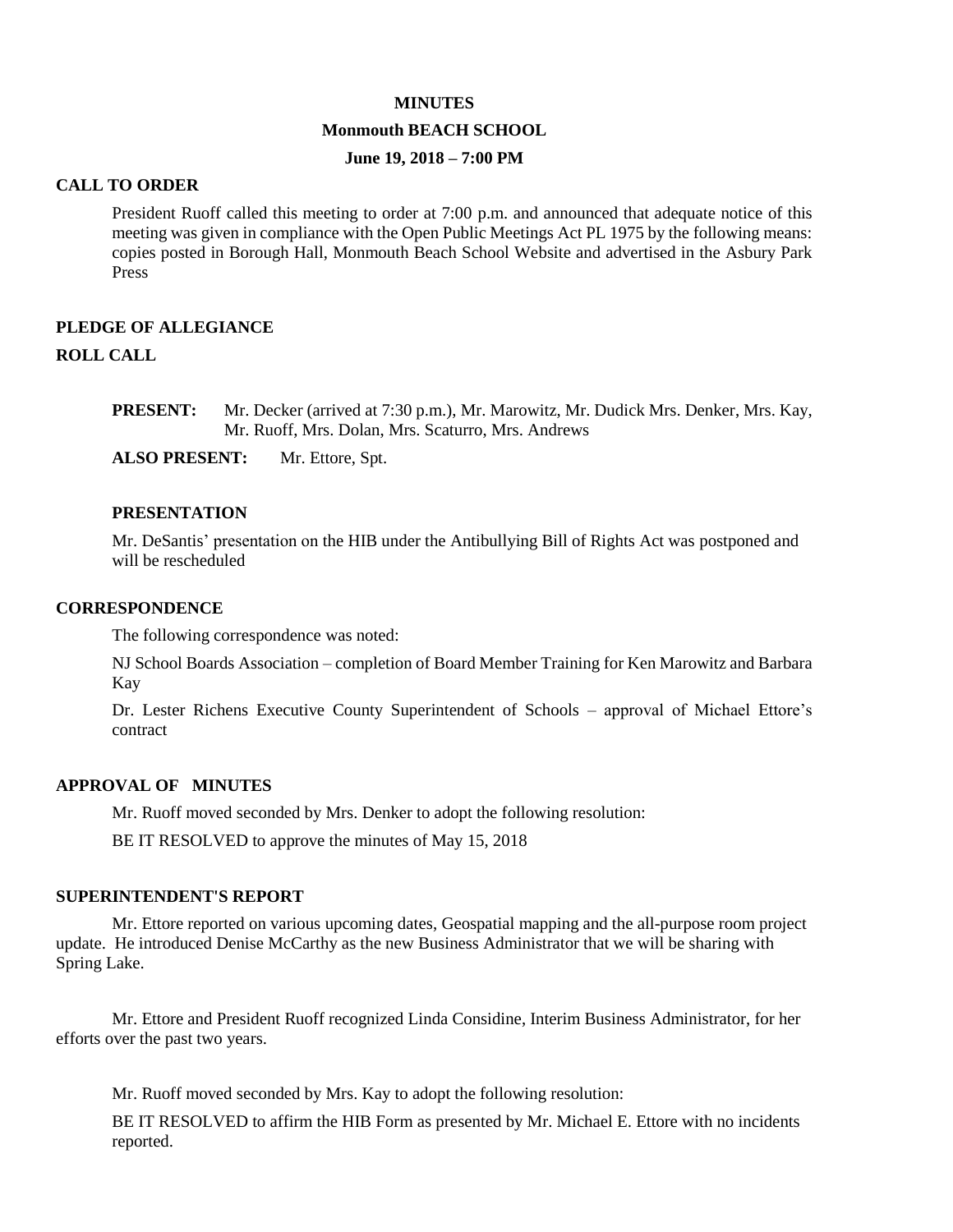# MINUTES

## Monmouth BEACH SCHOOL

### June 19, 2018 – 7:00 PM

**CALL TO ORDER**

President Ruoff called this meeting to order at 7:00 p.m. and announced that adequate notice of this meeting was given in compliance with the Open Public Meetings Act PL 1975 by the following means: copies posted in Borough Hall, Monmouth Beach School Website and advertised in the Asbury Park Press

**PLEDGE OF ALLEGIANCE**

**ROLL CALL**

**PRESENT:** Mr. Decker (arrived at 7:30 p.m.), Mr. Marowitz, Mr. Dudick Mrs. Denker, Mrs. Kay, Mr. Ruoff, Mrs. Dolan, Mrs. Scaturro, Mrs. Andrews

**ALSO PRESENT:** Mr. Ettore, Spt.

**PRESENTATION**

Mr. DeSantis' presentation on the HIB under the Antibullying Bill of Rights Act was postponed and will be rescheduled

**CORRESPONDENCE**

The following correspondence was noted:

NJ School Boards Association – completion of Board Member Training for Ken Marowitz and Barbara Kay

Dr. Lester Richens Executive County Superintendent of Schools – approval of Michael Ettore's contract

**APPROVAL OF MINUTES**

Mr. Ruoff moved seconded by Mrs. Denker to adopt the following resolution:

BE IT RESOLVED to approve the minutes of May 15, 2018

**SUPERINTENDENT'S REPORT**

Mr. Ettore reported on various upcoming dates, Geospatial mapping and the all-purpose room project update. He introduced Denise McCarthy as the new Business Administrator that we will be sharing with Spring Lake.

Mr. Ettore and President Ruoff recognized Linda Considine, Interim Business Administrator, for her efforts over the past two years.

Mr. Ruoff moved seconded by Mrs. Kay to adopt the following resolution:

BE IT RESOLVED to affirm the HIB Form as presented by Mr. Michael E. Ettore with no incidents reported.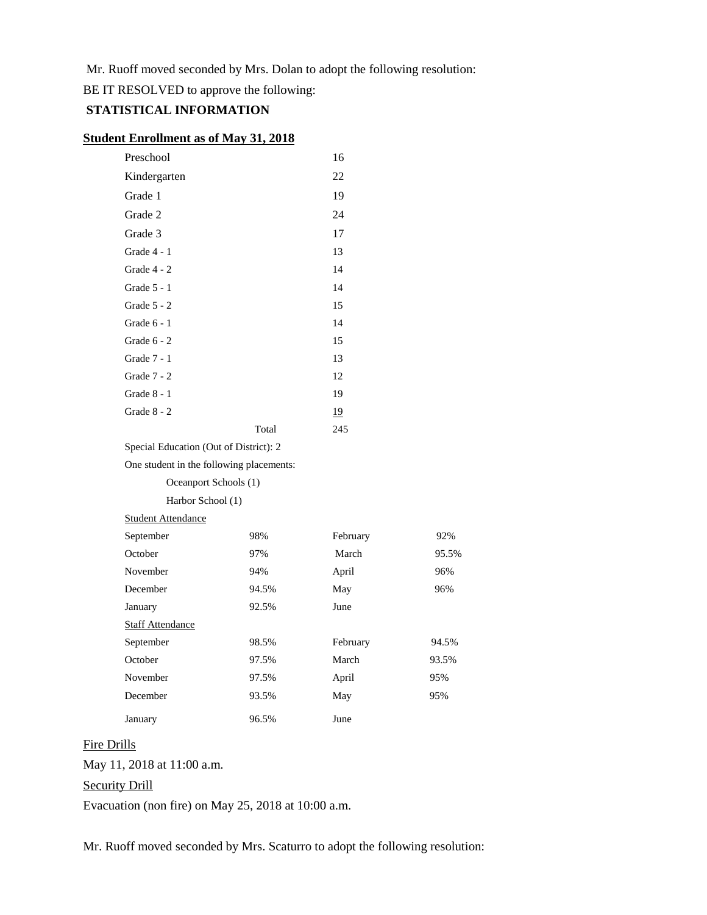Mr. Ruoff moved seconded by Mrs. Dolan to adopt the following resolution:

BE IT RESOLVED to approve the following:

**STATISTICAL INFORMATION**

**Student Enrollment as of May 31, 2018**

| | |
|---|---|
| Preschool | 16 |
| Kindergarten | 22 |
| Grade 1 | 19 |
| Grade 2 | 24 |
| Grade 3 | 17 |
| Grade 4 - 1 | 13 |
| Grade 4 - 2 | 14 |
| Grade 5 - 1 | 14 |
| Grade 5 - 2 | 15 |
| Grade 6 - 1 | 14 |
| Grade 6 - 2 | 15 |
| Grade 7 - 1 | 13 |
| Grade 7 - 2 | 12 |
| Grade 8 - 1 | 19 |
| Grade 8 - 2 | 19 |
| Total | 245 |

Special Education (Out of District): 2

One student in the following placements:

- Oceanport Schools (1)
- Harbor School (1)

Student Attendance

| | | | |
|---|---|---|---|
| September | 98% | February | 92% |
| October | 97% | March | 95.5% |
| November | 94% | April | 96% |
| December | 94.5% | May | 96% |
| January | 92.5% | June | |

Staff Attendance

| | | | |
|---|---|---|---|
| September | 98.5% | February | 94.5% |
| October | 97.5% | March | 93.5% |
| November | 97.5% | April | 95% |
| December | 93.5% | May | 95% |
| January | 96.5% | June | |

Fire Drills

May 11, 2018 at 11:00 a.m.

Security Drill

Evacuation (non fire) on May 25, 2018 at 10:00 a.m.

Mr. Ruoff moved seconded by Mrs. Scaturro to adopt the following resolution: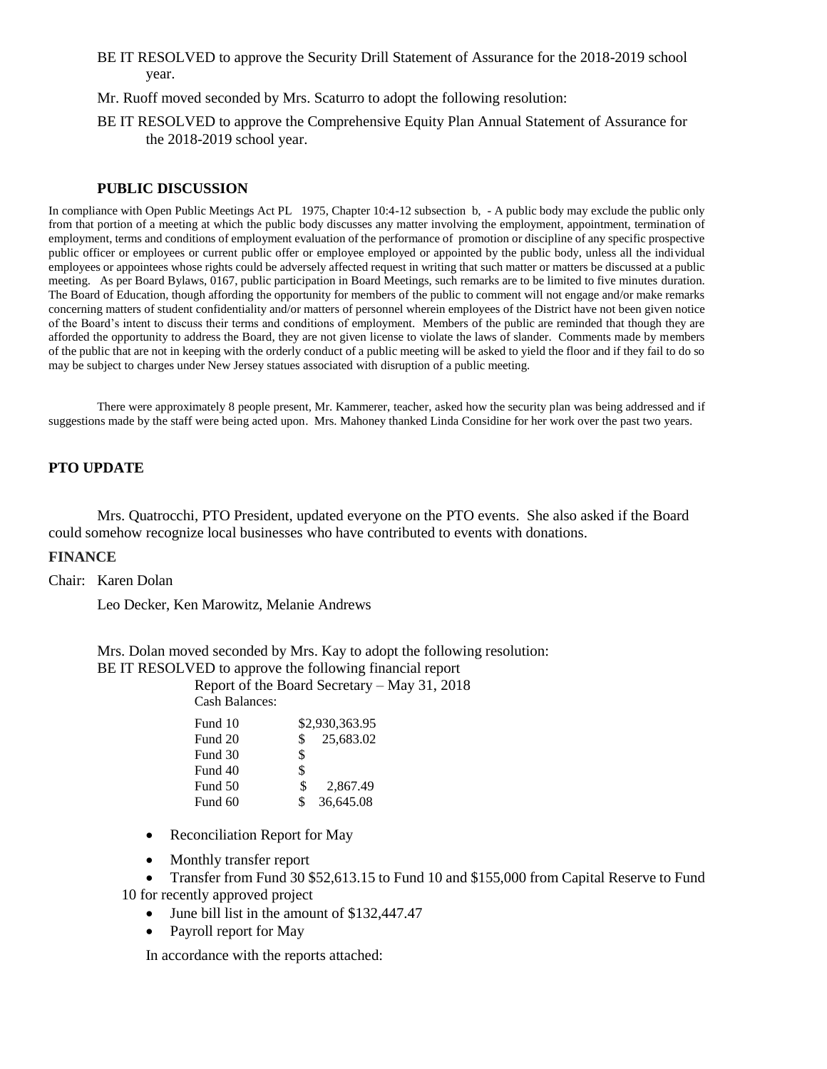BE IT RESOLVED to approve the Security Drill Statement of Assurance for the 2018-2019 school year.

Mr. Ruoff moved seconded by Mrs. Scaturro to adopt the following resolution:

BE IT RESOLVED to approve the Comprehensive Equity Plan Annual Statement of Assurance for the 2018-2019 school year.

## PUBLIC DISCUSSION

In compliance with Open Public Meetings Act PL 1975, Chapter 10:4-12 subsection b, - A public body may exclude the public only from that portion of a meeting at which the public body discusses any matter involving the employment, appointment, termination of employment, terms and conditions of employment evaluation of the performance of promotion or discipline of any specific prospective public officer or employees or current public offer or employee employed or appointed by the public body, unless all the individual employees or appointees whose rights could be adversely affected request in writing that such matter or matters be discussed at a public meeting. As per Board Bylaws, 0167, public participation in Board Meetings, such remarks are to be limited to five minutes duration. The Board of Education, though affording the opportunity for members of the public to comment will not engage and/or make remarks concerning matters of student confidentiality and/or matters of personnel wherein employees of the District have not been given notice of the Board's intent to discuss their terms and conditions of employment. Members of the public are reminded that though they are afforded the opportunity to address the Board, they are not given license to violate the laws of slander. Comments made by members of the public that are not in keeping with the orderly conduct of a public meeting will be asked to yield the floor and if they fail to do so may be subject to charges under New Jersey statues associated with disruption of a public meeting.

There were approximately 8 people present, Mr. Kammerer, teacher, asked how the security plan was being addressed and if suggestions made by the staff were being acted upon. Mrs. Mahoney thanked Linda Considine for her work over the past two years.

## PTO UPDATE

Mrs. Quatrocchi, PTO President, updated everyone on the PTO events. She also asked if the Board could somehow recognize local businesses who have contributed to events with donations.

## FINANCE

Chair: Karen Dolan

Leo Decker, Ken Marowitz, Melanie Andrews

Mrs. Dolan moved seconded by Mrs. Kay to adopt the following resolution:
BE IT RESOLVED to approve the following financial report

Report of the Board Secretary – May 31, 2018
Cash Balances:

| | |
|---|---|
| Fund 10 | $2,930,363.95 |
| Fund 20 | $ 25,683.02 |
| Fund 30 | $ |
| Fund 40 | $ |
| Fund 50 | $ 2,867.49 |
| Fund 60 | $ 36,645.08 |

- Reconciliation Report for May
- Monthly transfer report
- Transfer from Fund 30 $52,613.15 to Fund 10 and $155,000 from Capital Reserve to Fund 10 for recently approved project
- June bill list in the amount of $132,447.47
- Payroll report for May

In accordance with the reports attached: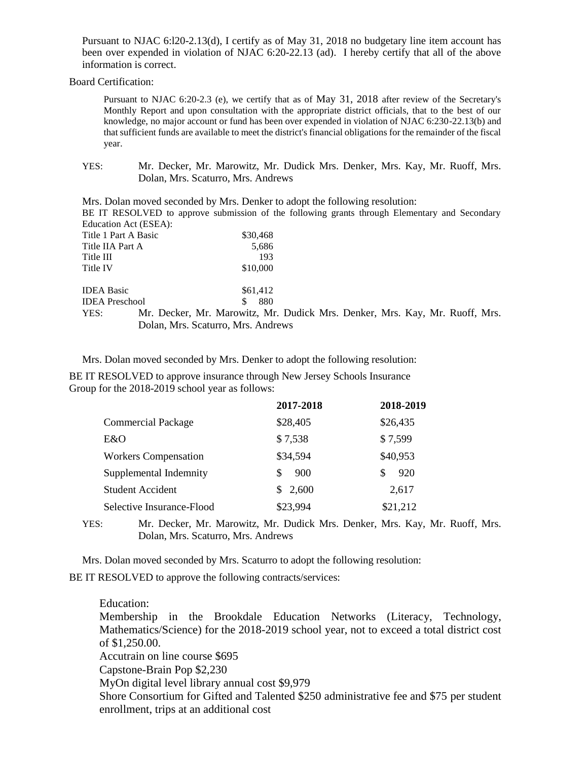Pursuant to NJAC 6:l20-2.13(d), I certify as of May 31, 2018 no budgetary line item account has been over expended in violation of NJAC 6:20-22.13 (ad). I hereby certify that all of the above information is correct.

Board Certification:

Pursuant to NJAC 6:20-2.3 (e), we certify that as of May 31, 2018 after review of the Secretary's Monthly Report and upon consultation with the appropriate district officials, that to the best of our knowledge, no major account or fund has been over expended in violation of NJAC 6:230-22.13(b) and that sufficient funds are available to meet the district's financial obligations for the remainder of the fiscal year.

YES: Mr. Decker, Mr. Marowitz, Mr. Dudick Mrs. Denker, Mrs. Kay, Mr. Ruoff, Mrs. Dolan, Mrs. Scaturro, Mrs. Andrews

Mrs. Dolan moved seconded by Mrs. Denker to adopt the following resolution:

BE IT RESOLVED to approve submission of the following grants through Elementary and Secondary Education Act (ESEA):

| | |
|---|---|
| Title 1 Part A Basic | $30,468 |
| Title IIA Part A | 5,686 |
| Title III | 193 |
| Title IV | $10,000 |
| | |
| IDEA Basic | $61,412 |
| IDEA Preschool | $ 880 |

YES: Mr. Decker, Mr. Marowitz, Mr. Dudick Mrs. Denker, Mrs. Kay, Mr. Ruoff, Mrs. Dolan, Mrs. Scaturro, Mrs. Andrews

Mrs. Dolan moved seconded by Mrs. Denker to adopt the following resolution:

BE IT RESOLVED to approve insurance through New Jersey Schools Insurance Group for the 2018-2019 school year as follows:

| | **2017-2018** | **2018-2019** |
|---|---|---|
| Commercial Package | $28,405 | $26,435 |
| E&O | $ 7,538 | $ 7,599 |
| Workers Compensation | $34,594 | $40,953 |
| Supplemental Indemnity | $ 900 | $ 920 |
| Student Accident | $ 2,600 | 2,617 |
| Selective Insurance-Flood | $23,994 | $21,212 |

YES: Mr. Decker, Mr. Marowitz, Mr. Dudick Mrs. Denker, Mrs. Kay, Mr. Ruoff, Mrs. Dolan, Mrs. Scaturro, Mrs. Andrews

Mrs. Dolan moved seconded by Mrs. Scaturro to adopt the following resolution:

BE IT RESOLVED to approve the following contracts/services:

Education:

Membership in the Brookdale Education Networks (Literacy, Technology, Mathematics/Science) for the 2018-2019 school year, not to exceed a total district cost of $1,250.00.

Accutrain on line course $695

Capstone-Brain Pop $2,230

MyOn digital level library annual cost $9,979

Shore Consortium for Gifted and Talented $250 administrative fee and $75 per student enrollment, trips at an additional cost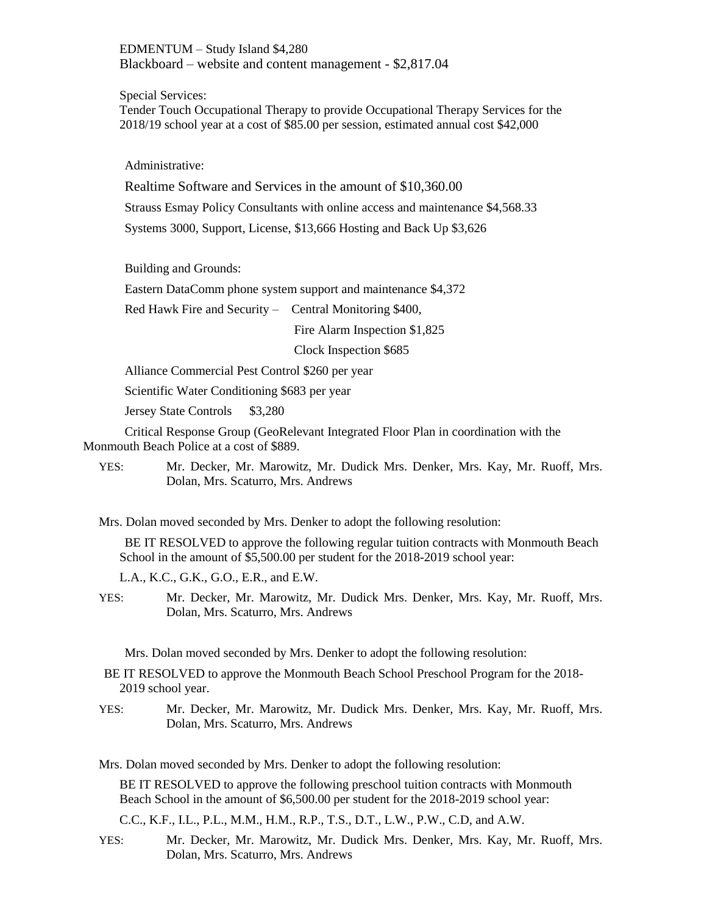EDMENTUM – Study Island $4,280

Blackboard – website and content management - $2,817.04

Special Services:

Tender Touch Occupational Therapy to provide Occupational Therapy Services for the 2018/19 school year at a cost of $85.00 per session, estimated annual cost $42,000

Administrative:

Realtime Software and Services in the amount of $10,360.00

Strauss Esmay Policy Consultants with online access and maintenance $4,568.33

Systems 3000, Support, License, $13,666 Hosting and Back Up $3,626

Building and Grounds:

Eastern DataComm phone system support and maintenance $4,372

Red Hawk Fire and Security – Central Monitoring $400,

Fire Alarm Inspection $1,825

Clock Inspection $685

Alliance Commercial Pest Control $260 per year

Scientific Water Conditioning $683 per year

Jersey State Controls $3,280

Critical Response Group (GeoRelevant Integrated Floor Plan in coordination with the Monmouth Beach Police at a cost of $889.

YES: Mr. Decker, Mr. Marowitz, Mr. Dudick Mrs. Denker, Mrs. Kay, Mr. Ruoff, Mrs. Dolan, Mrs. Scaturro, Mrs. Andrews

Mrs. Dolan moved seconded by Mrs. Denker to adopt the following resolution:

BE IT RESOLVED to approve the following regular tuition contracts with Monmouth Beach School in the amount of $5,500.00 per student for the 2018-2019 school year:

L.A., K.C., G.K., G.O., E.R., and E.W.

YES: Mr. Decker, Mr. Marowitz, Mr. Dudick Mrs. Denker, Mrs. Kay, Mr. Ruoff, Mrs. Dolan, Mrs. Scaturro, Mrs. Andrews

Mrs. Dolan moved seconded by Mrs. Denker to adopt the following resolution:

BE IT RESOLVED to approve the Monmouth Beach School Preschool Program for the 2018-2019 school year.

YES: Mr. Decker, Mr. Marowitz, Mr. Dudick Mrs. Denker, Mrs. Kay, Mr. Ruoff, Mrs. Dolan, Mrs. Scaturro, Mrs. Andrews

Mrs. Dolan moved seconded by Mrs. Denker to adopt the following resolution:

BE IT RESOLVED to approve the following preschool tuition contracts with Monmouth Beach School in the amount of $6,500.00 per student for the 2018-2019 school year:

C.C., K.F., I.L., P.L., M.M., H.M., R.P., T.S., D.T., L.W., P.W., C.D, and A.W.

YES: Mr. Decker, Mr. Marowitz, Mr. Dudick Mrs. Denker, Mrs. Kay, Mr. Ruoff, Mrs. Dolan, Mrs. Scaturro, Mrs. Andrews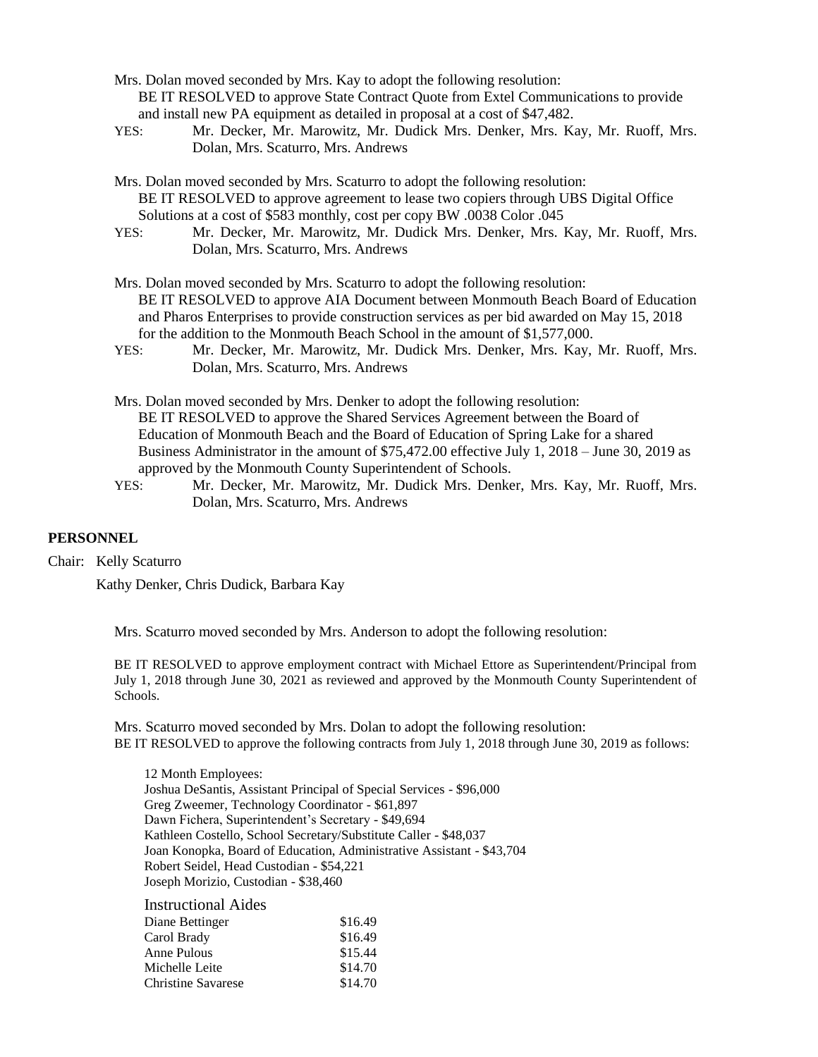Mrs. Dolan moved seconded by Mrs. Kay to adopt the following resolution:

BE IT RESOLVED to approve State Contract Quote from Extel Communications to provide and install new PA equipment as detailed in proposal at a cost of $47,482.

YES: Mr. Decker, Mr. Marowitz, Mr. Dudick Mrs. Denker, Mrs. Kay, Mr. Ruoff, Mrs. Dolan, Mrs. Scaturro, Mrs. Andrews

Mrs. Dolan moved seconded by Mrs. Scaturro to adopt the following resolution:

BE IT RESOLVED to approve agreement to lease two copiers through UBS Digital Office Solutions at a cost of $583 monthly, cost per copy BW .0038 Color .045

YES: Mr. Decker, Mr. Marowitz, Mr. Dudick Mrs. Denker, Mrs. Kay, Mr. Ruoff, Mrs. Dolan, Mrs. Scaturro, Mrs. Andrews

Mrs. Dolan moved seconded by Mrs. Scaturro to adopt the following resolution:

BE IT RESOLVED to approve AIA Document between Monmouth Beach Board of Education and Pharos Enterprises to provide construction services as per bid awarded on May 15, 2018 for the addition to the Monmouth Beach School in the amount of $1,577,000.

YES: Mr. Decker, Mr. Marowitz, Mr. Dudick Mrs. Denker, Mrs. Kay, Mr. Ruoff, Mrs. Dolan, Mrs. Scaturro, Mrs. Andrews

Mrs. Dolan moved seconded by Mrs. Denker to adopt the following resolution:

BE IT RESOLVED to approve the Shared Services Agreement between the Board of Education of Monmouth Beach and the Board of Education of Spring Lake for a shared Business Administrator in the amount of $75,472.00 effective July 1, 2018 – June 30, 2019 as approved by the Monmouth County Superintendent of Schools.

YES: Mr. Decker, Mr. Marowitz, Mr. Dudick Mrs. Denker, Mrs. Kay, Mr. Ruoff, Mrs. Dolan, Mrs. Scaturro, Mrs. Andrews

**PERSONNEL**

Chair: Kelly Scaturro

Kathy Denker, Chris Dudick, Barbara Kay

Mrs. Scaturro moved seconded by Mrs. Anderson to adopt the following resolution:

BE IT RESOLVED to approve employment contract with Michael Ettore as Superintendent/Principal from July 1, 2018 through June 30, 2021 as reviewed and approved by the Monmouth County Superintendent of Schools.

Mrs. Scaturro moved seconded by Mrs. Dolan to adopt the following resolution:

BE IT RESOLVED to approve the following contracts from July 1, 2018 through June 30, 2019 as follows:

12 Month Employees:

Joshua DeSantis, Assistant Principal of Special Services - $96,000

Greg Zweemer, Technology Coordinator - $61,897

Dawn Fichera, Superintendent's Secretary - $49,694

Kathleen Costello, School Secretary/Substitute Caller - $48,037

Joan Konopka, Board of Education, Administrative Assistant - $43,704

Robert Seidel, Head Custodian - $54,221

Joseph Morizio, Custodian - $38,460

Instructional Aides

| | |
|---|---|
| Diane Bettinger | $16.49 |
| Carol Brady | $16.49 |
| Anne Pulous | $15.44 |
| Michelle Leite | $14.70 |
| Christine Savarese | $14.70 |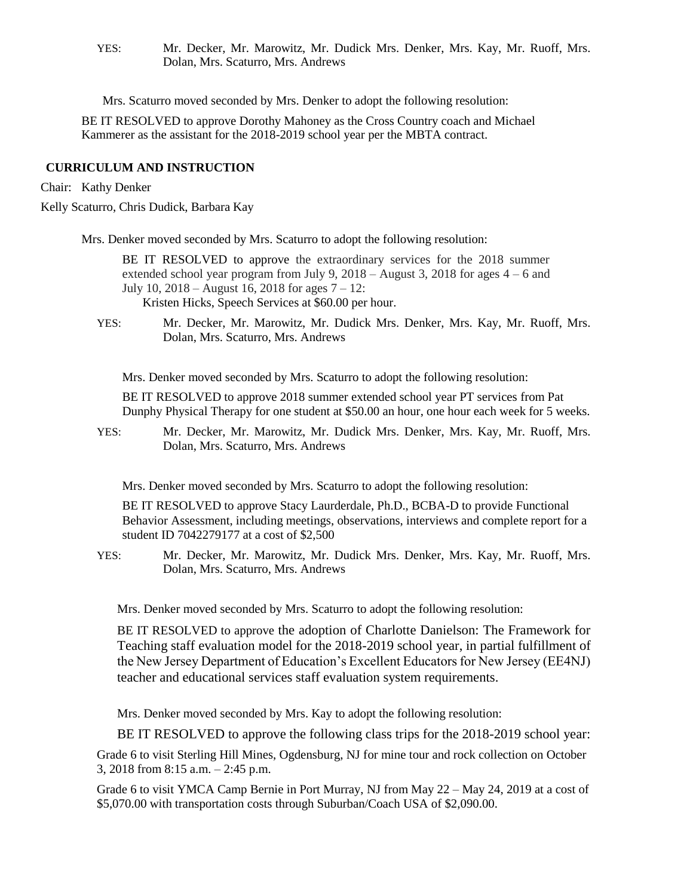YES: Mr. Decker, Mr. Marowitz, Mr. Dudick Mrs. Denker, Mrs. Kay, Mr. Ruoff, Mrs. Dolan, Mrs. Scaturro, Mrs. Andrews

Mrs. Scaturro moved seconded by Mrs. Denker to adopt the following resolution:

BE IT RESOLVED to approve Dorothy Mahoney as the Cross Country coach and Michael Kammerer as the assistant for the 2018-2019 school year per the MBTA contract.

## CURRICULUM AND INSTRUCTION

Chair: Kathy Denker

Kelly Scaturro, Chris Dudick, Barbara Kay

Mrs. Denker moved seconded by Mrs. Scaturro to adopt the following resolution:

BE IT RESOLVED to approve the extraordinary services for the 2018 summer extended school year program from July 9, 2018 – August 3, 2018 for ages 4 – 6 and July 10, 2018 – August 16, 2018 for ages 7 – 12:
Kristen Hicks, Speech Services at $60.00 per hour.

YES: Mr. Decker, Mr. Marowitz, Mr. Dudick Mrs. Denker, Mrs. Kay, Mr. Ruoff, Mrs. Dolan, Mrs. Scaturro, Mrs. Andrews

Mrs. Denker moved seconded by Mrs. Scaturro to adopt the following resolution:

BE IT RESOLVED to approve 2018 summer extended school year PT services from Pat Dunphy Physical Therapy for one student at $50.00 an hour, one hour each week for 5 weeks.

YES: Mr. Decker, Mr. Marowitz, Mr. Dudick Mrs. Denker, Mrs. Kay, Mr. Ruoff, Mrs. Dolan, Mrs. Scaturro, Mrs. Andrews

Mrs. Denker moved seconded by Mrs. Scaturro to adopt the following resolution:

BE IT RESOLVED to approve Stacy Laurderdale, Ph.D., BCBA-D to provide Functional Behavior Assessment, including meetings, observations, interviews and complete report for a student ID 7042279177 at a cost of $2,500

YES: Mr. Decker, Mr. Marowitz, Mr. Dudick Mrs. Denker, Mrs. Kay, Mr. Ruoff, Mrs. Dolan, Mrs. Scaturro, Mrs. Andrews

Mrs. Denker moved seconded by Mrs. Scaturro to adopt the following resolution:

BE IT RESOLVED to approve the adoption of Charlotte Danielson: The Framework for Teaching staff evaluation model for the 2018-2019 school year, in partial fulfillment of the New Jersey Department of Education's Excellent Educators for New Jersey (EE4NJ) teacher and educational services staff evaluation system requirements.

Mrs. Denker moved seconded by Mrs. Kay to adopt the following resolution:

BE IT RESOLVED to approve the following class trips for the 2018-2019 school year:

Grade 6 to visit Sterling Hill Mines, Ogdensburg, NJ for mine tour and rock collection on October 3, 2018 from 8:15 a.m. – 2:45 p.m.

Grade 6 to visit YMCA Camp Bernie in Port Murray, NJ from May 22 – May 24, 2019 at a cost of $5,070.00 with transportation costs through Suburban/Coach USA of $2,090.00.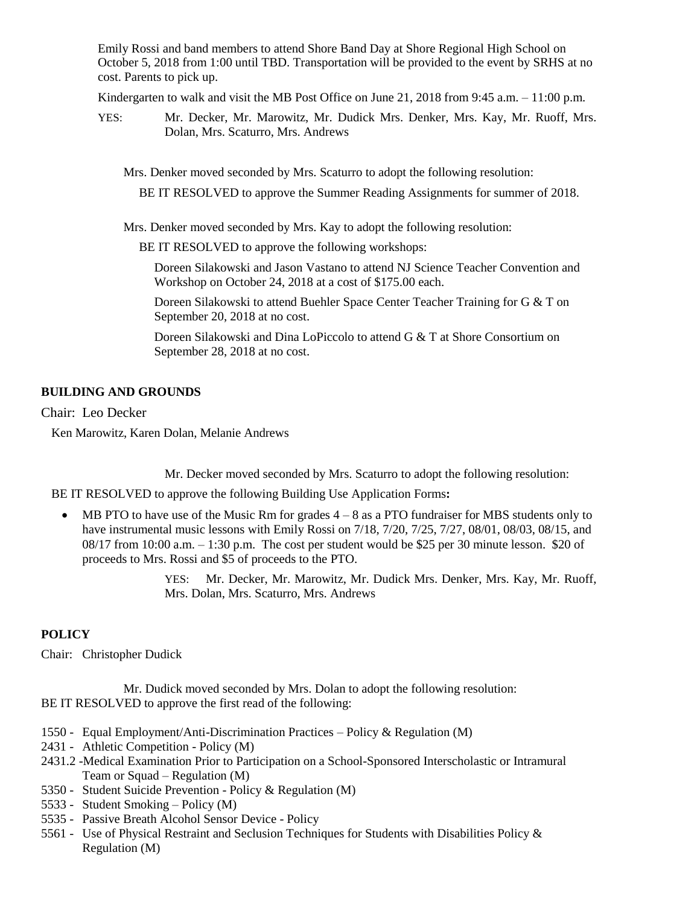Emily Rossi and band members to attend Shore Band Day at Shore Regional High School on October 5, 2018 from 1:00 until TBD. Transportation will be provided to the event by SRHS at no cost. Parents to pick up.

Kindergarten to walk and visit the MB Post Office on June 21, 2018 from 9:45 a.m. – 11:00 p.m.

YES: Mr. Decker, Mr. Marowitz, Mr. Dudick Mrs. Denker, Mrs. Kay, Mr. Ruoff, Mrs. Dolan, Mrs. Scaturro, Mrs. Andrews

Mrs. Denker moved seconded by Mrs. Scaturro to adopt the following resolution:

BE IT RESOLVED to approve the Summer Reading Assignments for summer of 2018.

Mrs. Denker moved seconded by Mrs. Kay to adopt the following resolution:

BE IT RESOLVED to approve the following workshops:

Doreen Silakowski and Jason Vastano to attend NJ Science Teacher Convention and Workshop on October 24, 2018 at a cost of $175.00 each.

Doreen Silakowski to attend Buehler Space Center Teacher Training for G & T on September 20, 2018 at no cost.

Doreen Silakowski and Dina LoPiccolo to attend G & T at Shore Consortium on September 28, 2018 at no cost.

**BUILDING AND GROUNDS**

Chair: Leo Decker

Ken Marowitz, Karen Dolan, Melanie Andrews

Mr. Decker moved seconded by Mrs. Scaturro to adopt the following resolution:

BE IT RESOLVED to approve the following Building Use Application Forms**:**

- MB PTO to have use of the Music Rm for grades 4 – 8 as a PTO fundraiser for MBS students only to have instrumental music lessons with Emily Rossi on 7/18, 7/20, 7/25, 7/27, 08/01, 08/03, 08/15, and 08/17 from 10:00 a.m. – 1:30 p.m. The cost per student would be $25 per 30 minute lesson. $20 of proceeds to Mrs. Rossi and $5 of proceeds to the PTO.

YES: Mr. Decker, Mr. Marowitz, Mr. Dudick Mrs. Denker, Mrs. Kay, Mr. Ruoff, Mrs. Dolan, Mrs. Scaturro, Mrs. Andrews

**POLICY**

Chair: Christopher Dudick

Mr. Dudick moved seconded by Mrs. Dolan to adopt the following resolution:
BE IT RESOLVED to approve the first read of the following:

1550 - Equal Employment/Anti-Discrimination Practices – Policy & Regulation (M)
2431 - Athletic Competition - Policy (M)
2431.2 -Medical Examination Prior to Participation on a School-Sponsored Interscholastic or Intramural Team or Squad – Regulation (M)
5350 - Student Suicide Prevention - Policy & Regulation (M)
5533 - Student Smoking – Policy (M)
5535 - Passive Breath Alcohol Sensor Device - Policy
5561 - Use of Physical Restraint and Seclusion Techniques for Students with Disabilities Policy & Regulation (M)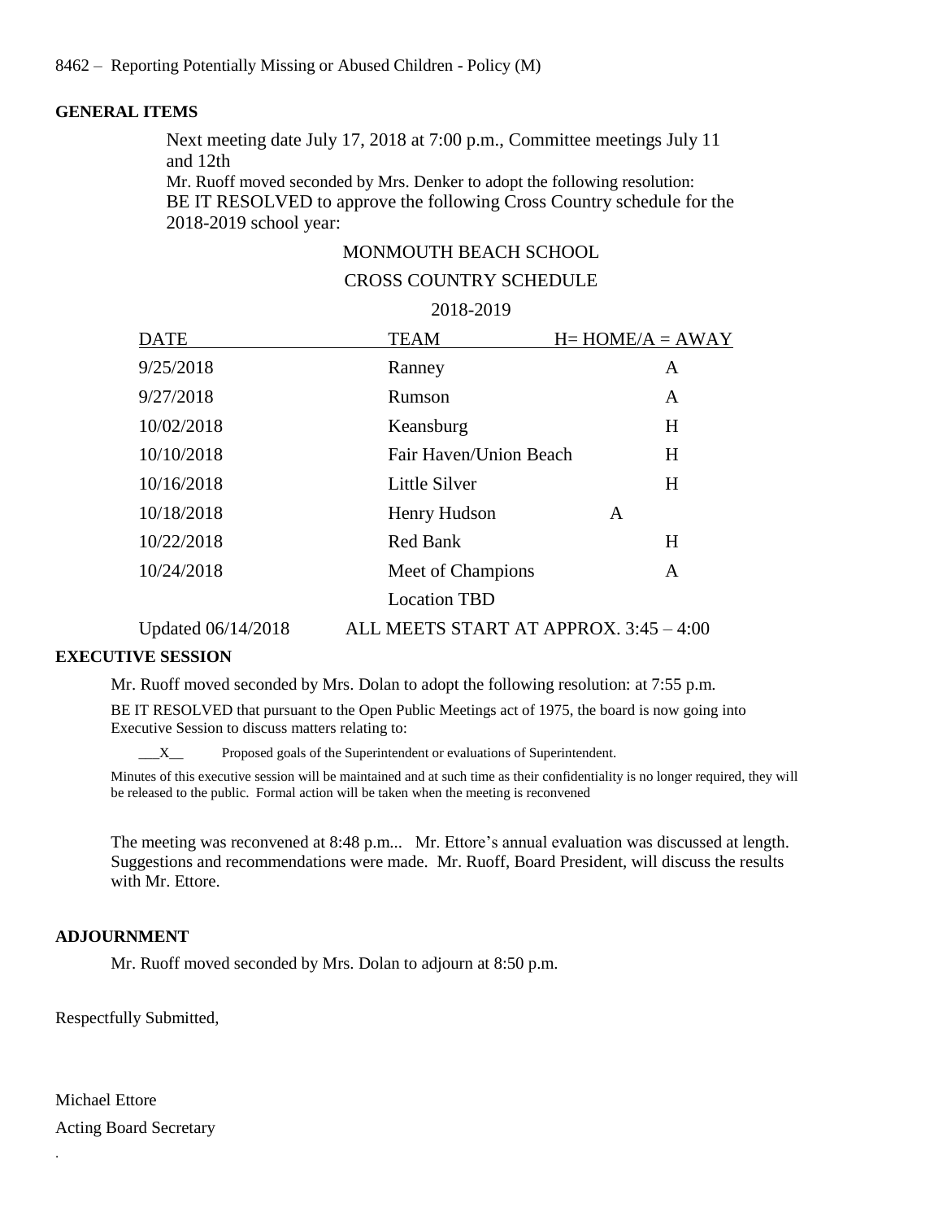8462 – Reporting Potentially Missing or Abused Children - Policy (M)

**GENERAL ITEMS**

Next meeting date July 17, 2018 at 7:00 p.m., Committee meetings July 11 and 12th

Mr. Ruoff moved seconded by Mrs. Denker to adopt the following resolution:
BE IT RESOLVED to approve the following Cross Country schedule for the 2018-2019 school year:

MONMOUTH BEACH SCHOOL

CROSS COUNTRY SCHEDULE

2018-2019

| DATE | TEAM | H= HOME/A = AWAY |
|---|---|---|
| 9/25/2018 | Ranney | A |
| 9/27/2018 | Rumson | A |
| 10/02/2018 | Keansburg | H |
| 10/10/2018 | Fair Haven/Union Beach | H |
| 10/16/2018 | Little Silver | H |
| 10/18/2018 | Henry Hudson | A |
| 10/22/2018 | Red Bank | H |
| 10/24/2018 | Meet of Champions | A |
| | Location TBD | |

Updated 06/14/2018 ALL MEETS START AT APPROX. 3:45 – 4:00

**EXECUTIVE SESSION**

Mr. Ruoff moved seconded by Mrs. Dolan to adopt the following resolution: at 7:55 p.m.

BE IT RESOLVED that pursuant to the Open Public Meetings act of 1975, the board is now going into Executive Session to discuss matters relating to:

\_\_\_X\_\_ Proposed goals of the Superintendent or evaluations of Superintendent.

Minutes of this executive session will be maintained and at such time as their confidentiality is no longer required, they will be released to the public. Formal action will be taken when the meeting is reconvened

The meeting was reconvened at 8:48 p.m... Mr. Ettore's annual evaluation was discussed at length. Suggestions and recommendations were made. Mr. Ruoff, Board President, will discuss the results with Mr. Ettore.

**ADJOURNMENT**

Mr. Ruoff moved seconded by Mrs. Dolan to adjourn at 8:50 p.m.

Respectfully Submitted,

Michael Ettore

Acting Board Secretary